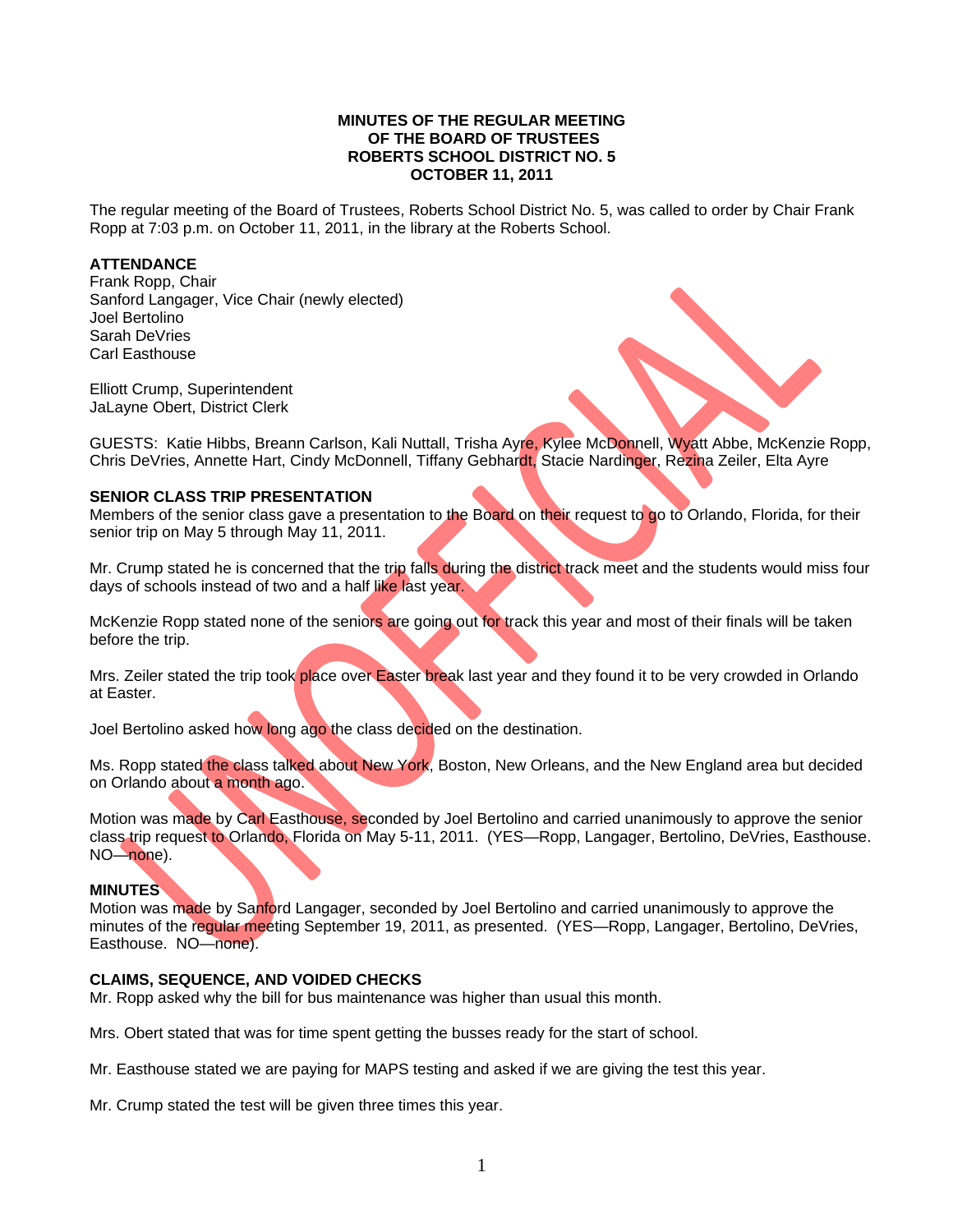**MINUTES OF THE REGULAR MEETING**
**OF THE BOARD OF TRUSTEES**
**ROBERTS SCHOOL DISTRICT NO. 5**
**OCTOBER 11, 2011**

The regular meeting of the Board of Trustees, Roberts School District No. 5, was called to order by Chair Frank Ropp at 7:03 p.m. on October 11, 2011, in the library at the Roberts School.

**ATTENDANCE**
Frank Ropp, Chair
Sanford Langager, Vice Chair (newly elected)
Joel Bertolino
Sarah DeVries
Carl Easthouse

Elliott Crump, Superintendent
JaLayne Obert, District Clerk

GUESTS: Katie Hibbs, Breann Carlson, Kali Nuttall, Trisha Ayre, Kylee McDonnell, Wyatt Abbe, McKenzie Ropp, Chris DeVries, Annette Hart, Cindy McDonnell, Tiffany Gebhardt, Stacie Nardinger, Rezina Zeiler, Elta Ayre

**SENIOR CLASS TRIP PRESENTATION**
Members of the senior class gave a presentation to the Board on their request to go to Orlando, Florida, for their senior trip on May 5 through May 11, 2011.

Mr. Crump stated he is concerned that the trip falls during the district track meet and the students would miss four days of schools instead of two and a half like last year.

McKenzie Ropp stated none of the seniors are going out for track this year and most of their finals will be taken before the trip.

Mrs. Zeiler stated the trip took place over Easter break last year and they found it to be very crowded in Orlando at Easter.

Joel Bertolino asked how long ago the class decided on the destination.

Ms. Ropp stated the class talked about New York, Boston, New Orleans, and the New England area but decided on Orlando about a month ago.

Motion was made by Carl Easthouse, seconded by Joel Bertolino and carried unanimously to approve the senior class trip request to Orlando, Florida on May 5-11, 2011. (YES—Ropp, Langager, Bertolino, DeVries, Easthouse. NO—none).

**MINUTES**
Motion was made by Sanford Langager, seconded by Joel Bertolino and carried unanimously to approve the minutes of the regular meeting September 19, 2011, as presented. (YES—Ropp, Langager, Bertolino, DeVries, Easthouse. NO—none).

**CLAIMS, SEQUENCE, AND VOIDED CHECKS**
Mr. Ropp asked why the bill for bus maintenance was higher than usual this month.

Mrs. Obert stated that was for time spent getting the busses ready for the start of school.

Mr. Easthouse stated we are paying for MAPS testing and asked if we are giving the test this year.

Mr. Crump stated the test will be given three times this year.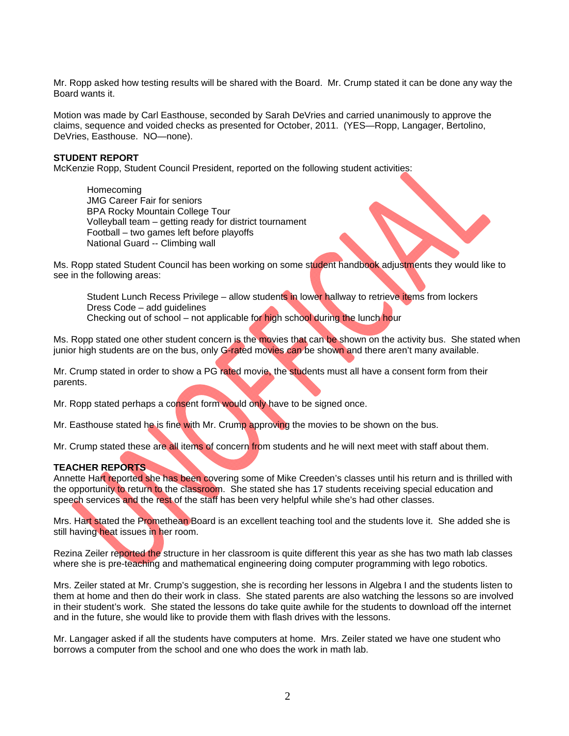Mr. Ropp asked how testing results will be shared with the Board. Mr. Crump stated it can be done any way the Board wants it.

Motion was made by Carl Easthouse, seconded by Sarah DeVries and carried unanimously to approve the claims, sequence and voided checks as presented for October, 2011. (YES—Ropp, Langager, Bertolino, DeVries, Easthouse. NO—none).

**STUDENT REPORT**

McKenzie Ropp, Student Council President, reported on the following student activities:

> Homecoming
> JMG Career Fair for seniors
> BPA Rocky Mountain College Tour
> Volleyball team – getting ready for district tournament
> Football – two games left before playoffs
> National Guard -- Climbing wall

Ms. Ropp stated Student Council has been working on some student handbook adjustments they would like to see in the following areas:

> Student Lunch Recess Privilege – allow students in lower hallway to retrieve items from lockers
> Dress Code – add guidelines
> Checking out of school – not applicable for high school during the lunch hour

Ms. Ropp stated one other student concern is the movies that can be shown on the activity bus. She stated when junior high students are on the bus, only G-rated movies can be shown and there aren't many available.

Mr. Crump stated in order to show a PG rated movie, the students must all have a consent form from their parents.

Mr. Ropp stated perhaps a consent form would only have to be signed once.

Mr. Easthouse stated he is fine with Mr. Crump approving the movies to be shown on the bus.

Mr. Crump stated these are all items of concern from students and he will next meet with staff about them.

**TEACHER REPORTS**

Annette Hart reported she has been covering some of Mike Creeden's classes until his return and is thrilled with the opportunity to return to the classroom. She stated she has 17 students receiving special education and speech services and the rest of the staff has been very helpful while she's had other classes.

Mrs. Hart stated the Promethean Board is an excellent teaching tool and the students love it. She added she is still having heat issues in her room.

Rezina Zeiler reported the structure in her classroom is quite different this year as she has two math lab classes where she is pre-teaching and mathematical engineering doing computer programming with lego robotics.

Mrs. Zeiler stated at Mr. Crump's suggestion, she is recording her lessons in Algebra I and the students listen to them at home and then do their work in class. She stated parents are also watching the lessons so are involved in their student's work. She stated the lessons do take quite awhile for the students to download off the internet and in the future, she would like to provide them with flash drives with the lessons.

Mr. Langager asked if all the students have computers at home. Mrs. Zeiler stated we have one student who borrows a computer from the school and one who does the work in math lab.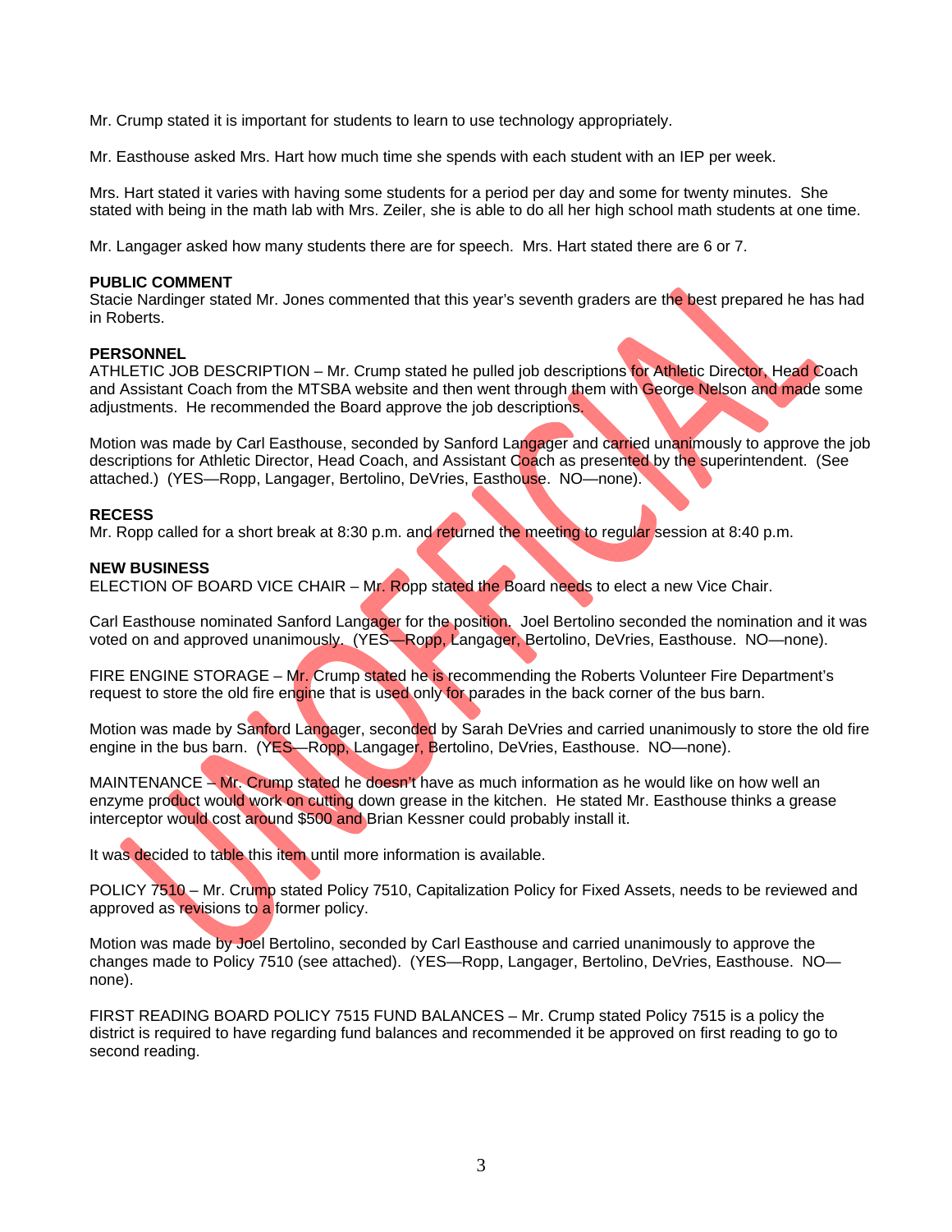Mr. Crump stated it is important for students to learn to use technology appropriately.

Mr. Easthouse asked Mrs. Hart how much time she spends with each student with an IEP per week.

Mrs. Hart stated it varies with having some students for a period per day and some for twenty minutes. She stated with being in the math lab with Mrs. Zeiler, she is able to do all her high school math students at one time.

Mr. Langager asked how many students there are for speech. Mrs. Hart stated there are 6 or 7.

**PUBLIC COMMENT**
Stacie Nardinger stated Mr. Jones commented that this year's seventh graders are the best prepared he has had in Roberts.

**PERSONNEL**
ATHLETIC JOB DESCRIPTION – Mr. Crump stated he pulled job descriptions for Athletic Director, Head Coach and Assistant Coach from the MTSBA website and then went through them with George Nelson and made some adjustments. He recommended the Board approve the job descriptions.

Motion was made by Carl Easthouse, seconded by Sanford Langager and carried unanimously to approve the job descriptions for Athletic Director, Head Coach, and Assistant Coach as presented by the superintendent. (See attached.) (YES—Ropp, Langager, Bertolino, DeVries, Easthouse. NO—none).

**RECESS**
Mr. Ropp called for a short break at 8:30 p.m. and returned the meeting to regular session at 8:40 p.m.

**NEW BUSINESS**
ELECTION OF BOARD VICE CHAIR – Mr. Ropp stated the Board needs to elect a new Vice Chair.

Carl Easthouse nominated Sanford Langager for the position. Joel Bertolino seconded the nomination and it was voted on and approved unanimously. (YES—Ropp, Langager, Bertolino, DeVries, Easthouse. NO—none).

FIRE ENGINE STORAGE – Mr. Crump stated he is recommending the Roberts Volunteer Fire Department's request to store the old fire engine that is used only for parades in the back corner of the bus barn.

Motion was made by Sanford Langager, seconded by Sarah DeVries and carried unanimously to store the old fire engine in the bus barn. (YES—Ropp, Langager, Bertolino, DeVries, Easthouse. NO—none).

MAINTENANCE – Mr. Crump stated he doesn't have as much information as he would like on how well an enzyme product would work on cutting down grease in the kitchen. He stated Mr. Easthouse thinks a grease interceptor would cost around $500 and Brian Kessner could probably install it.

It was decided to table this item until more information is available.

POLICY 7510 – Mr. Crump stated Policy 7510, Capitalization Policy for Fixed Assets, needs to be reviewed and approved as revisions to a former policy.

Motion was made by Joel Bertolino, seconded by Carl Easthouse and carried unanimously to approve the changes made to Policy 7510 (see attached). (YES—Ropp, Langager, Bertolino, DeVries, Easthouse. NO—none).

FIRST READING BOARD POLICY 7515 FUND BALANCES – Mr. Crump stated Policy 7515 is a policy the district is required to have regarding fund balances and recommended it be approved on first reading to go to second reading.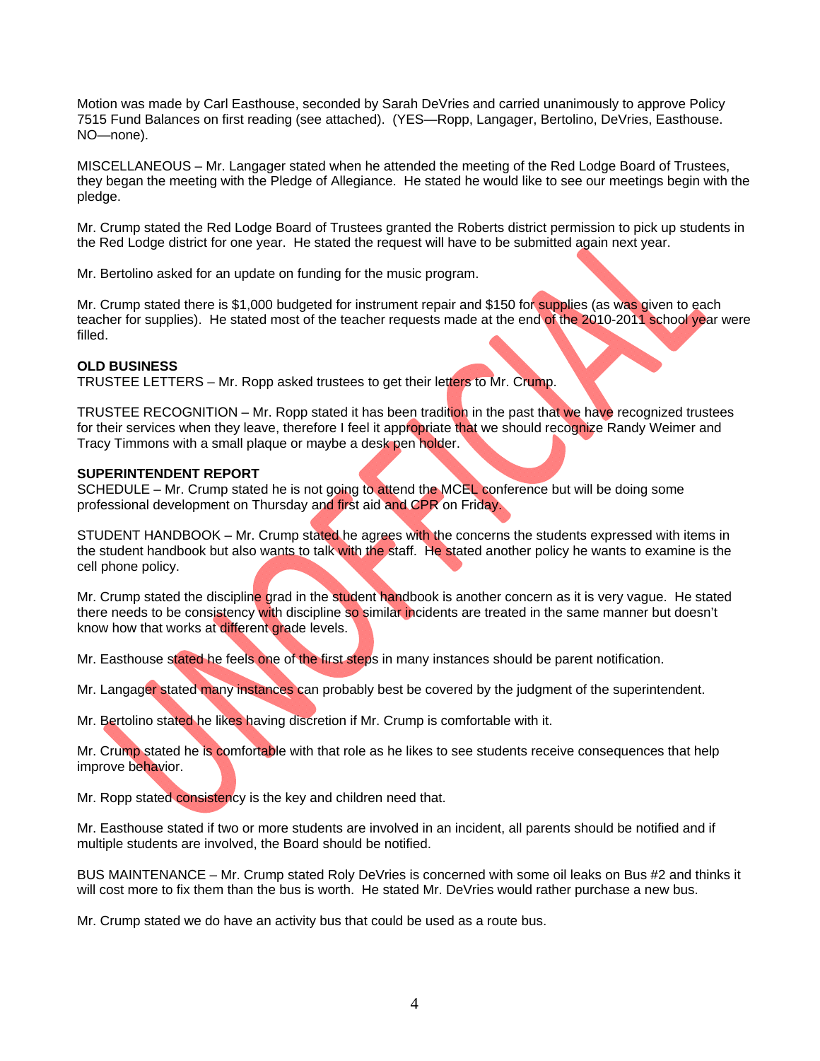Motion was made by Carl Easthouse, seconded by Sarah DeVries and carried unanimously to approve Policy 7515 Fund Balances on first reading (see attached). (YES—Ropp, Langager, Bertolino, DeVries, Easthouse. NO—none).

MISCELLANEOUS – Mr. Langager stated when he attended the meeting of the Red Lodge Board of Trustees, they began the meeting with the Pledge of Allegiance. He stated he would like to see our meetings begin with the pledge.

Mr. Crump stated the Red Lodge Board of Trustees granted the Roberts district permission to pick up students in the Red Lodge district for one year. He stated the request will have to be submitted again next year.

Mr. Bertolino asked for an update on funding for the music program.

Mr. Crump stated there is $1,000 budgeted for instrument repair and $150 for supplies (as was given to each teacher for supplies). He stated most of the teacher requests made at the end of the 2010-2011 school year were filled.

**OLD BUSINESS**
TRUSTEE LETTERS – Mr. Ropp asked trustees to get their letters to Mr. Crump.

TRUSTEE RECOGNITION – Mr. Ropp stated it has been tradition in the past that we have recognized trustees for their services when they leave, therefore I feel it appropriate that we should recognize Randy Weimer and Tracy Timmons with a small plaque or maybe a desk pen holder.

**SUPERINTENDENT REPORT**
SCHEDULE – Mr. Crump stated he is not going to attend the MCEL conference but will be doing some professional development on Thursday and first aid and CPR on Friday.

STUDENT HANDBOOK – Mr. Crump stated he agrees with the concerns the students expressed with items in the student handbook but also wants to talk with the staff. He stated another policy he wants to examine is the cell phone policy.

Mr. Crump stated the discipline grad in the student handbook is another concern as it is very vague. He stated there needs to be consistency with discipline so similar incidents are treated in the same manner but doesn't know how that works at different grade levels.

Mr. Easthouse stated he feels one of the first steps in many instances should be parent notification.

Mr. Langager stated many instances can probably best be covered by the judgment of the superintendent.

Mr. Bertolino stated he likes having discretion if Mr. Crump is comfortable with it.

Mr. Crump stated he is comfortable with that role as he likes to see students receive consequences that help improve behavior.

Mr. Ropp stated consistency is the key and children need that.

Mr. Easthouse stated if two or more students are involved in an incident, all parents should be notified and if multiple students are involved, the Board should be notified.

BUS MAINTENANCE – Mr. Crump stated Roly DeVries is concerned with some oil leaks on Bus #2 and thinks it will cost more to fix them than the bus is worth. He stated Mr. DeVries would rather purchase a new bus.

Mr. Crump stated we do have an activity bus that could be used as a route bus.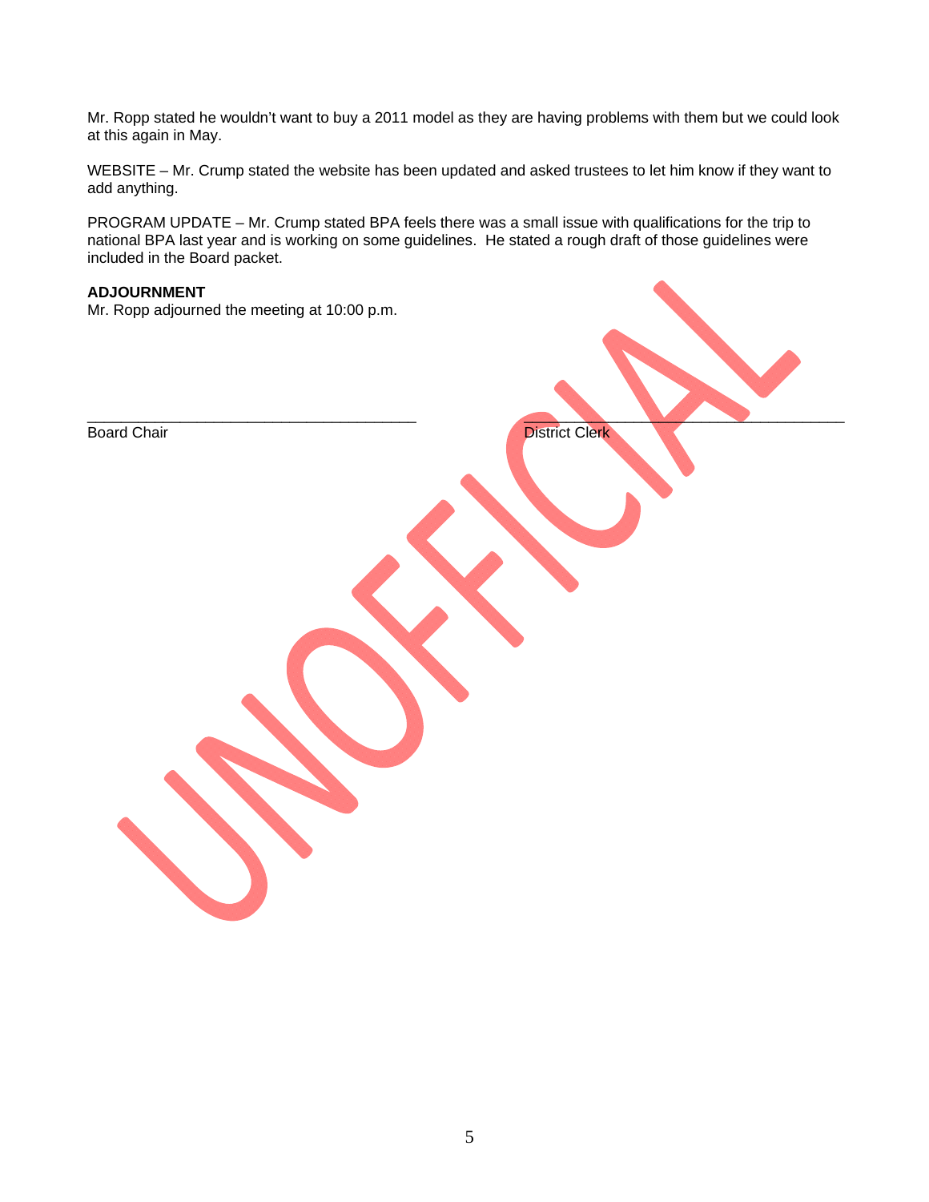Mr. Ropp stated he wouldn't want to buy a 2011 model as they are having problems with them but we could look at this again in May.

WEBSITE – Mr. Crump stated the website has been updated and asked trustees to let him know if they want to add anything.

PROGRAM UPDATE – Mr. Crump stated BPA feels there was a small issue with qualifications for the trip to national BPA last year and is working on some guidelines. He stated a rough draft of those guidelines were included in the Board packet.

**ADJOURNMENT**
Mr. Ropp adjourned the meeting at 10:00 p.m.

UNOFFICIAL

______________________________________ ______________________________________
Board Chair District Clerk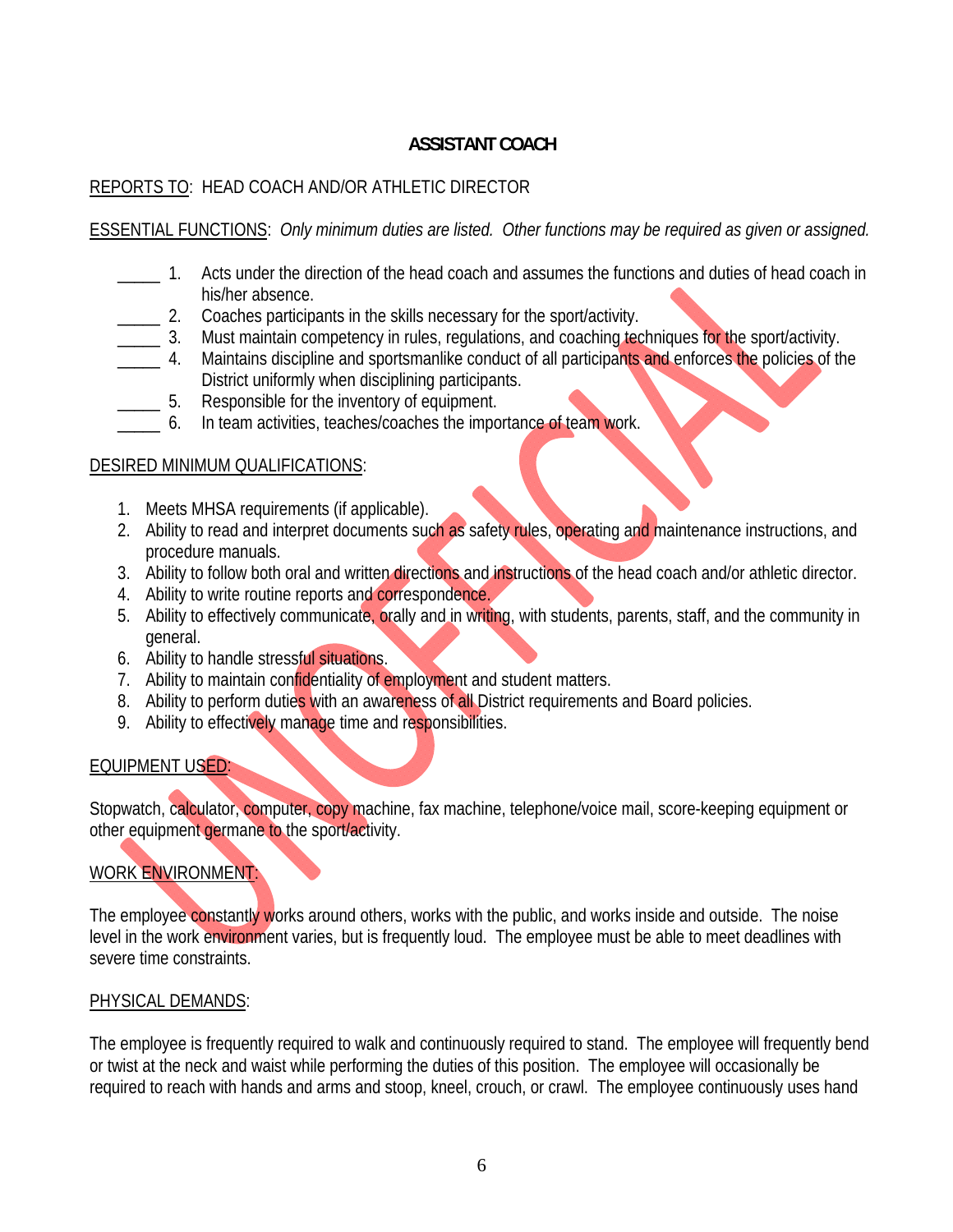## ASSISTANT COACH

REPORTS TO: HEAD COACH AND/OR ATHLETIC DIRECTOR

ESSENTIAL FUNCTIONS: *Only minimum duties are listed. Other functions may be required as given or assigned.*

_____ 1. Acts under the direction of the head coach and assumes the functions and duties of head coach in his/her absence.
_____ 2. Coaches participants in the skills necessary for the sport/activity.
_____ 3. Must maintain competency in rules, regulations, and coaching techniques for the sport/activity.
_____ 4. Maintains discipline and sportsmanlike conduct of all participants and enforces the policies of the District uniformly when disciplining participants.
_____ 5. Responsible for the inventory of equipment.
_____ 6. In team activities, teaches/coaches the importance of team work.

DESIRED MINIMUM QUALIFICATIONS:

1. Meets MHSA requirements (if applicable).
2. Ability to read and interpret documents such as safety rules, operating and maintenance instructions, and procedure manuals.
3. Ability to follow both oral and written directions and instructions of the head coach and/or athletic director.
4. Ability to write routine reports and correspondence.
5. Ability to effectively communicate, orally and in writing, with students, parents, staff, and the community in general.
6. Ability to handle stressful situations.
7. Ability to maintain confidentiality of employment and student matters.
8. Ability to perform duties with an awareness of all District requirements and Board policies.
9. Ability to effectively manage time and responsibilities.

EQUIPMENT USED:

Stopwatch, calculator, computer, copy machine, fax machine, telephone/voice mail, score-keeping equipment or other equipment germane to the sport/activity.

WORK ENVIRONMENT:

The employee constantly works around others, works with the public, and works inside and outside. The noise level in the work environment varies, but is frequently loud. The employee must be able to meet deadlines with severe time constraints.

PHYSICAL DEMANDS:

The employee is frequently required to walk and continuously required to stand. The employee will frequently bend or twist at the neck and waist while performing the duties of this position. The employee will occasionally be required to reach with hands and arms and stoop, kneel, crouch, or crawl. The employee continuously uses hand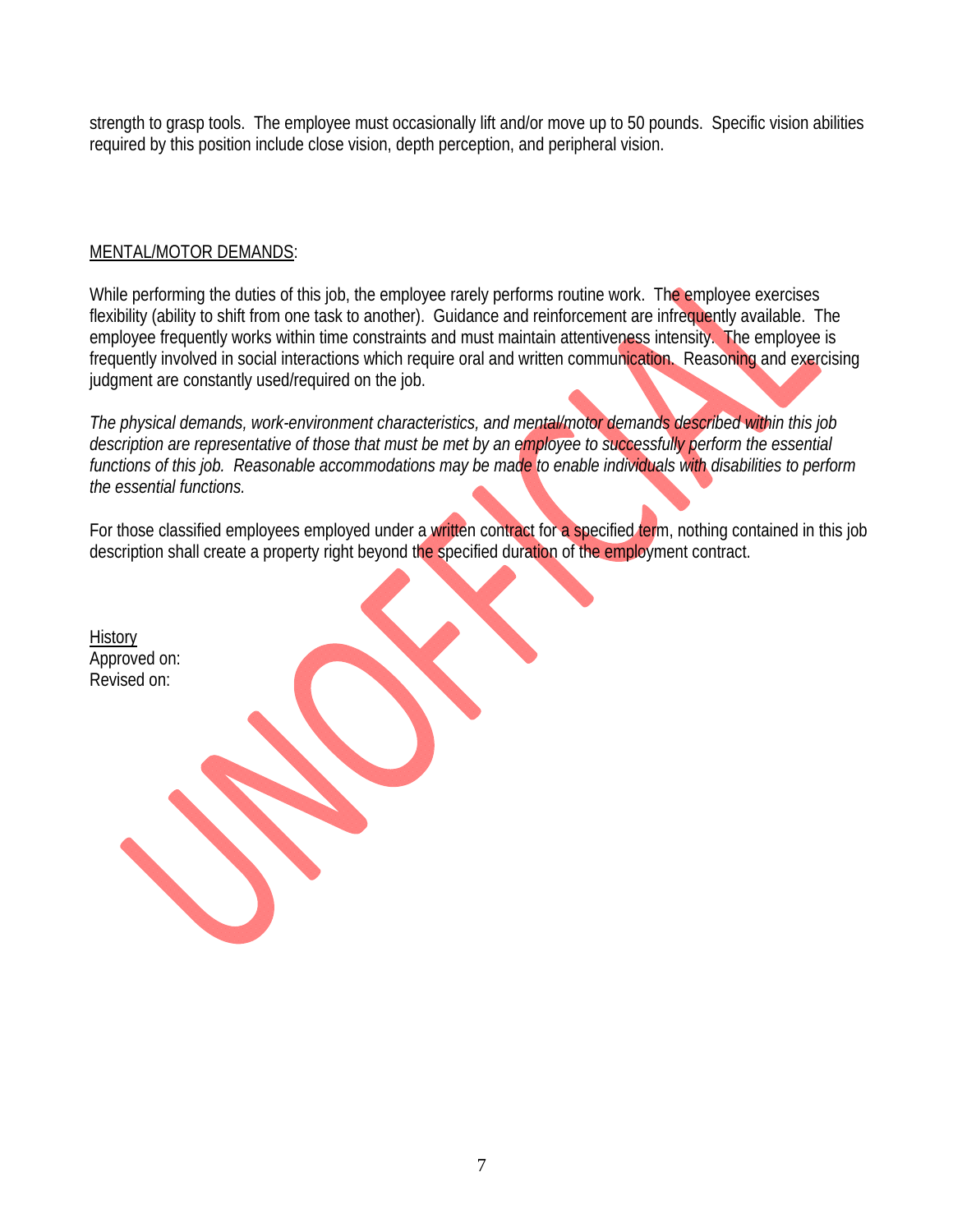strength to grasp tools. The employee must occasionally lift and/or move up to 50 pounds. Specific vision abilities required by this position include close vision, depth perception, and peripheral vision.

MENTAL/MOTOR DEMANDS:

While performing the duties of this job, the employee rarely performs routine work. The employee exercises flexibility (ability to shift from one task to another). Guidance and reinforcement are infrequently available. The employee frequently works within time constraints and must maintain attentiveness intensity. The employee is frequently involved in social interactions which require oral and written communication. Reasoning and exercising judgment are constantly used/required on the job.

*The physical demands, work-environment characteristics, and mental/motor demands described within this job description are representative of those that must be met by an employee to successfully perform the essential functions of this job. Reasonable accommodations may be made to enable individuals with disabilities to perform the essential functions.*

For those classified employees employed under a written contract for a specified term, nothing contained in this job description shall create a property right beyond the specified duration of the employment contract.

History
Approved on:
Revised on: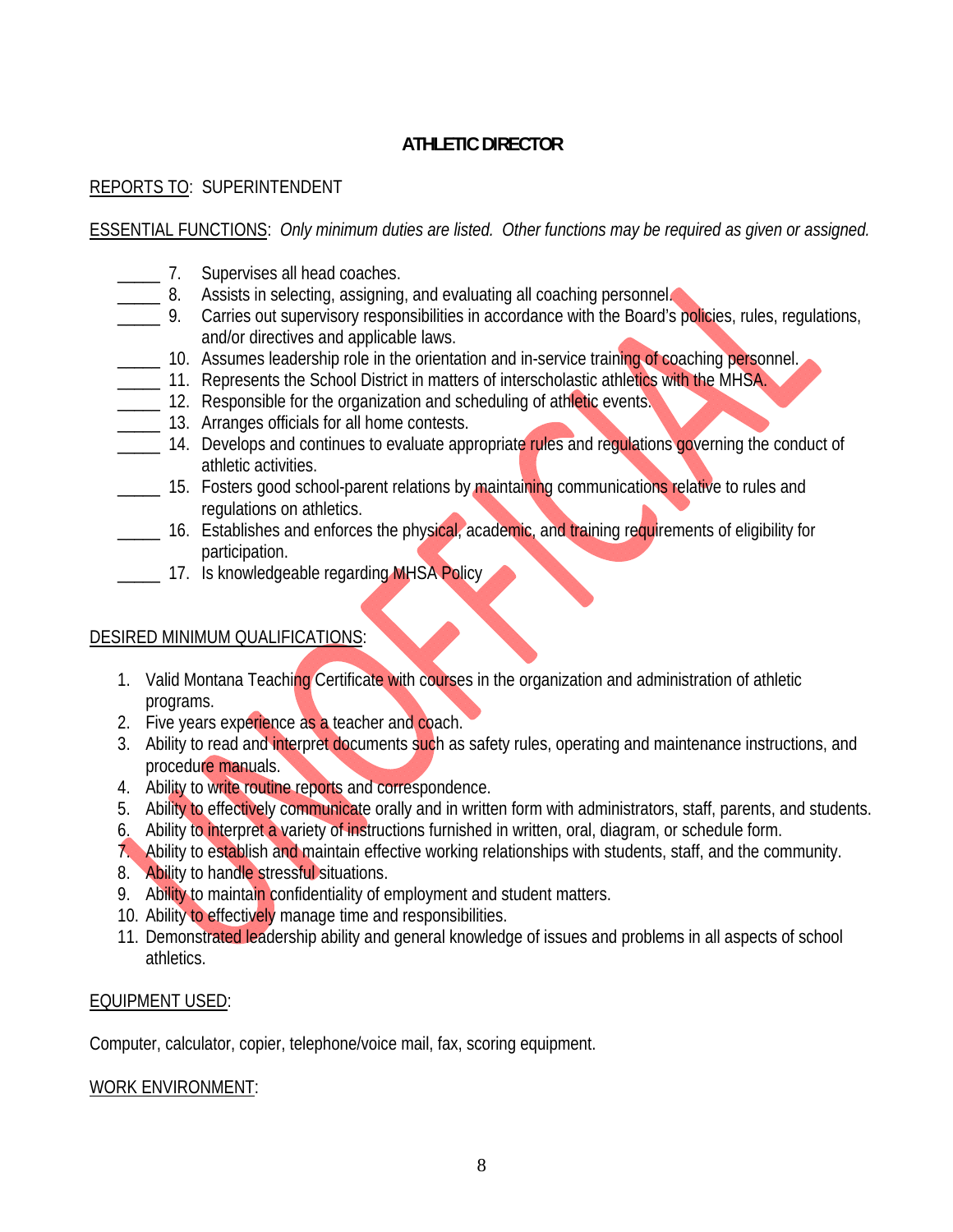# ATHLETIC DIRECTOR

REPORTS TO: SUPERINTENDENT

ESSENTIAL FUNCTIONS: *Only minimum duties are listed. Other functions may be required as given or assigned.*

_____ 7. Supervises all head coaches.
_____ 8. Assists in selecting, assigning, and evaluating all coaching personnel.
_____ 9. Carries out supervisory responsibilities in accordance with the Board's policies, rules, regulations, and/or directives and applicable laws.
_____ 10. Assumes leadership role in the orientation and in-service training of coaching personnel.
_____ 11. Represents the School District in matters of interscholastic athletics with the MHSA.
_____ 12. Responsible for the organization and scheduling of athletic events.
_____ 13. Arranges officials for all home contests.
_____ 14. Develops and continues to evaluate appropriate rules and regulations governing the conduct of athletic activities.
_____ 15. Fosters good school-parent relations by maintaining communications relative to rules and regulations on athletics.
_____ 16. Establishes and enforces the physical, academic, and training requirements of eligibility for participation.
_____ 17. Is knowledgeable regarding MHSA Policy

DESIRED MINIMUM QUALIFICATIONS:

1. Valid Montana Teaching Certificate with courses in the organization and administration of athletic programs.
2. Five years experience as a teacher and coach.
3. Ability to read and interpret documents such as safety rules, operating and maintenance instructions, and procedure manuals.
4. Ability to write routine reports and correspondence.
5. Ability to effectively communicate orally and in written form with administrators, staff, parents, and students.
6. Ability to interpret a variety of instructions furnished in written, oral, diagram, or schedule form.
7. Ability to establish and maintain effective working relationships with students, staff, and the community.
8. Ability to handle stressful situations.
9. Ability to maintain confidentiality of employment and student matters.
10. Ability to effectively manage time and responsibilities.
11. Demonstrated leadership ability and general knowledge of issues and problems in all aspects of school athletics.

EQUIPMENT USED:

Computer, calculator, copier, telephone/voice mail, fax, scoring equipment.

WORK ENVIRONMENT: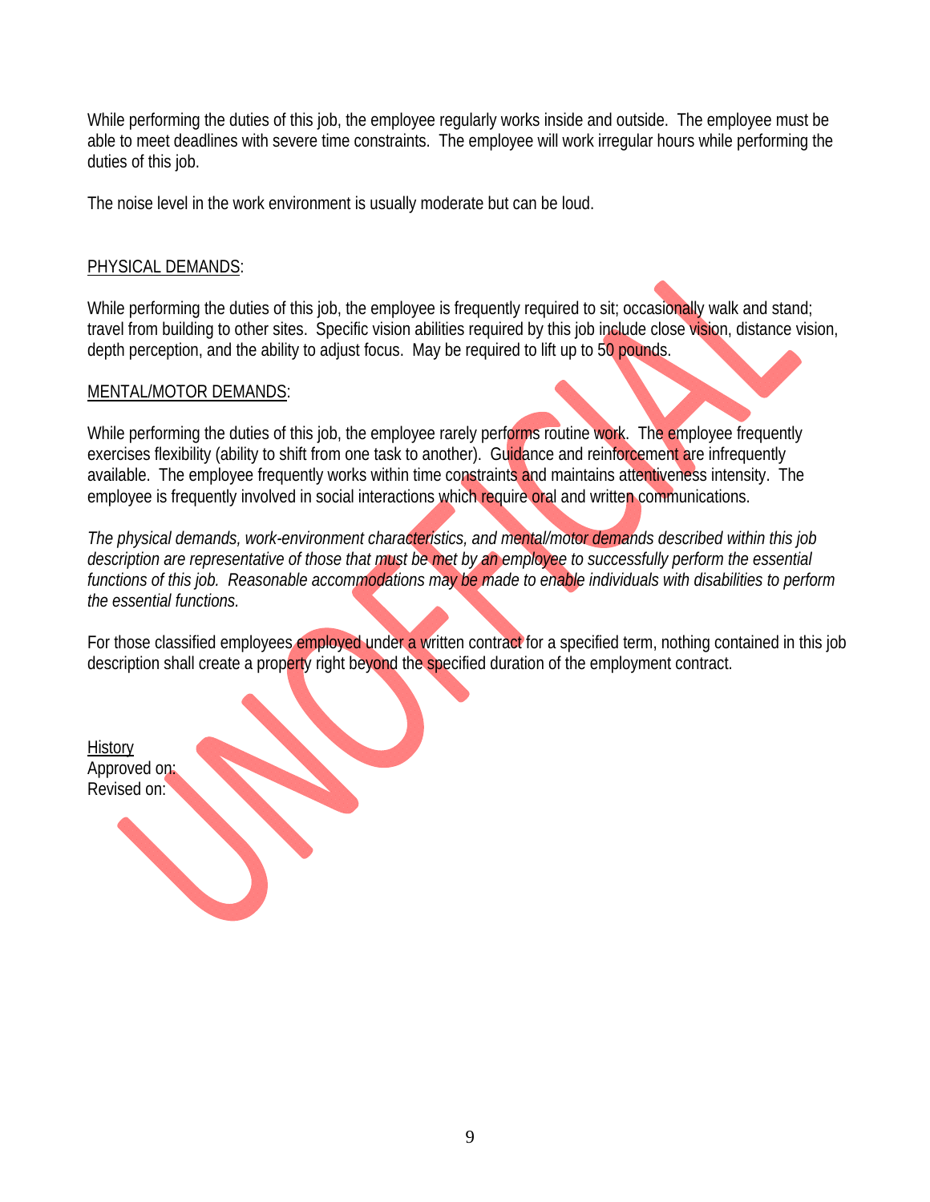While performing the duties of this job, the employee regularly works inside and outside. The employee must be able to meet deadlines with severe time constraints. The employee will work irregular hours while performing the duties of this job.

The noise level in the work environment is usually moderate but can be loud.

PHYSICAL DEMANDS:

While performing the duties of this job, the employee is frequently required to sit; occasionally walk and stand; travel from building to other sites. Specific vision abilities required by this job include close vision, distance vision, depth perception, and the ability to adjust focus. May be required to lift up to 50 pounds.

MENTAL/MOTOR DEMANDS:

While performing the duties of this job, the employee rarely performs routine work. The employee frequently exercises flexibility (ability to shift from one task to another). Guidance and reinforcement are infrequently available. The employee frequently works within time constraints and maintains attentiveness intensity. The employee is frequently involved in social interactions which require oral and written communications.

*The physical demands, work-environment characteristics, and mental/motor demands described within this job description are representative of those that must be met by an employee to successfully perform the essential functions of this job. Reasonable accommodations may be made to enable individuals with disabilities to perform the essential functions.*

For those classified employees employed under a written contract for a specified term, nothing contained in this job description shall create a property right beyond the specified duration of the employment contract.

History
Approved on:
Revised on: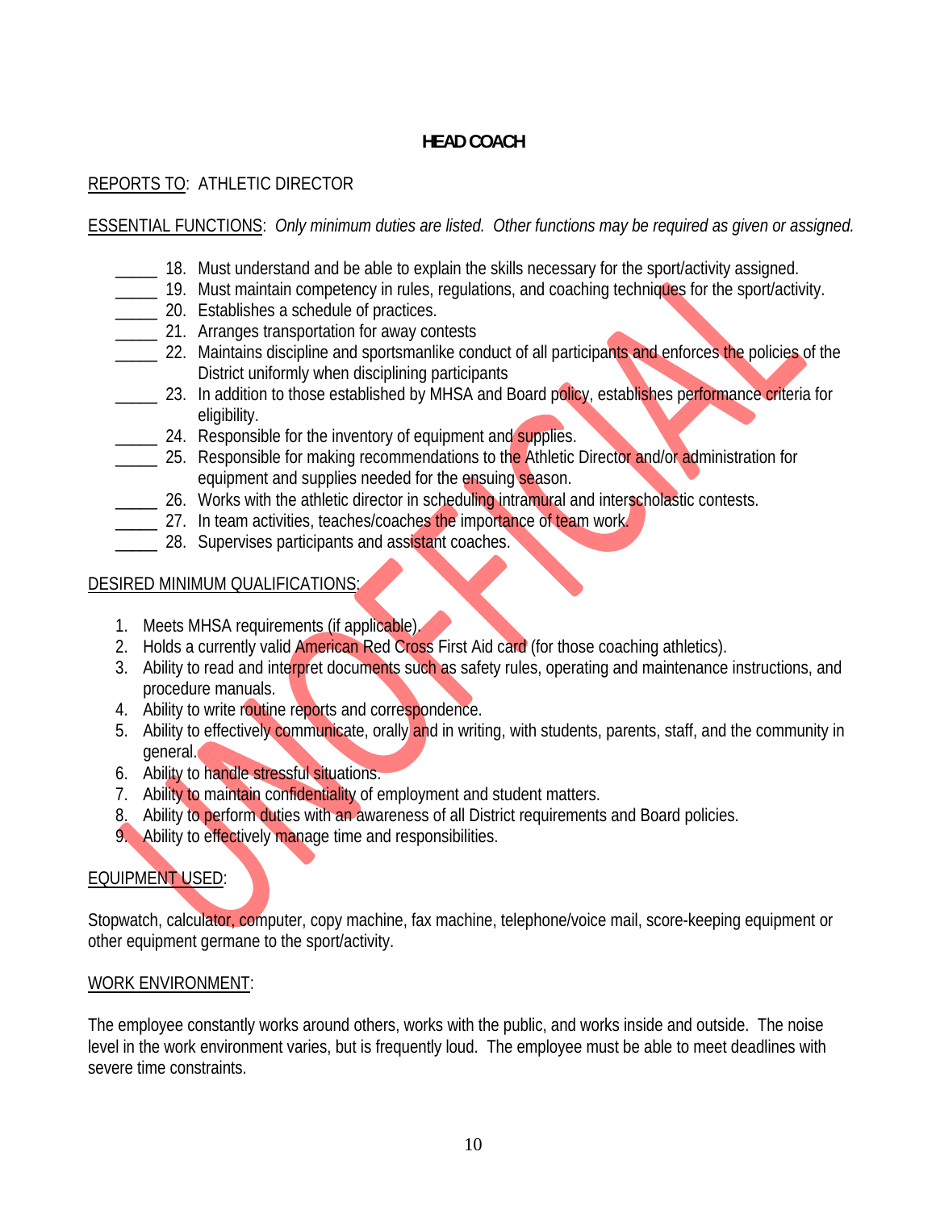**HEAD COACH**

REPORTS TO: ATHLETIC DIRECTOR

ESSENTIAL FUNCTIONS: *Only minimum duties are listed. Other functions may be required as given or assigned.*

_____ 18. Must understand and be able to explain the skills necessary for the sport/activity assigned.
_____ 19. Must maintain competency in rules, regulations, and coaching techniques for the sport/activity.
_____ 20. Establishes a schedule of practices.
_____ 21. Arranges transportation for away contests
_____ 22. Maintains discipline and sportsmanlike conduct of all participants and enforces the policies of the District uniformly when disciplining participants
_____ 23. In addition to those established by MHSA and Board policy, establishes performance criteria for eligibility.
_____ 24. Responsible for the inventory of equipment and supplies.
_____ 25. Responsible for making recommendations to the Athletic Director and/or administration for equipment and supplies needed for the ensuing season.
_____ 26. Works with the athletic director in scheduling intramural and interscholastic contests.
_____ 27. In team activities, teaches/coaches the importance of team work.
_____ 28. Supervises participants and assistant coaches.

DESIRED MINIMUM QUALIFICATIONS:

1. Meets MHSA requirements (if applicable).
2. Holds a currently valid American Red Cross First Aid card (for those coaching athletics).
3. Ability to read and interpret documents such as safety rules, operating and maintenance instructions, and procedure manuals.
4. Ability to write routine reports and correspondence.
5. Ability to effectively communicate, orally and in writing, with students, parents, staff, and the community in general.
6. Ability to handle stressful situations.
7. Ability to maintain confidentiality of employment and student matters.
8. Ability to perform duties with an awareness of all District requirements and Board policies.
9. Ability to effectively manage time and responsibilities.

EQUIPMENT USED:

Stopwatch, calculator, computer, copy machine, fax machine, telephone/voice mail, score-keeping equipment or other equipment germane to the sport/activity.

WORK ENVIRONMENT:

The employee constantly works around others, works with the public, and works inside and outside. The noise level in the work environment varies, but is frequently loud. The employee must be able to meet deadlines with severe time constraints.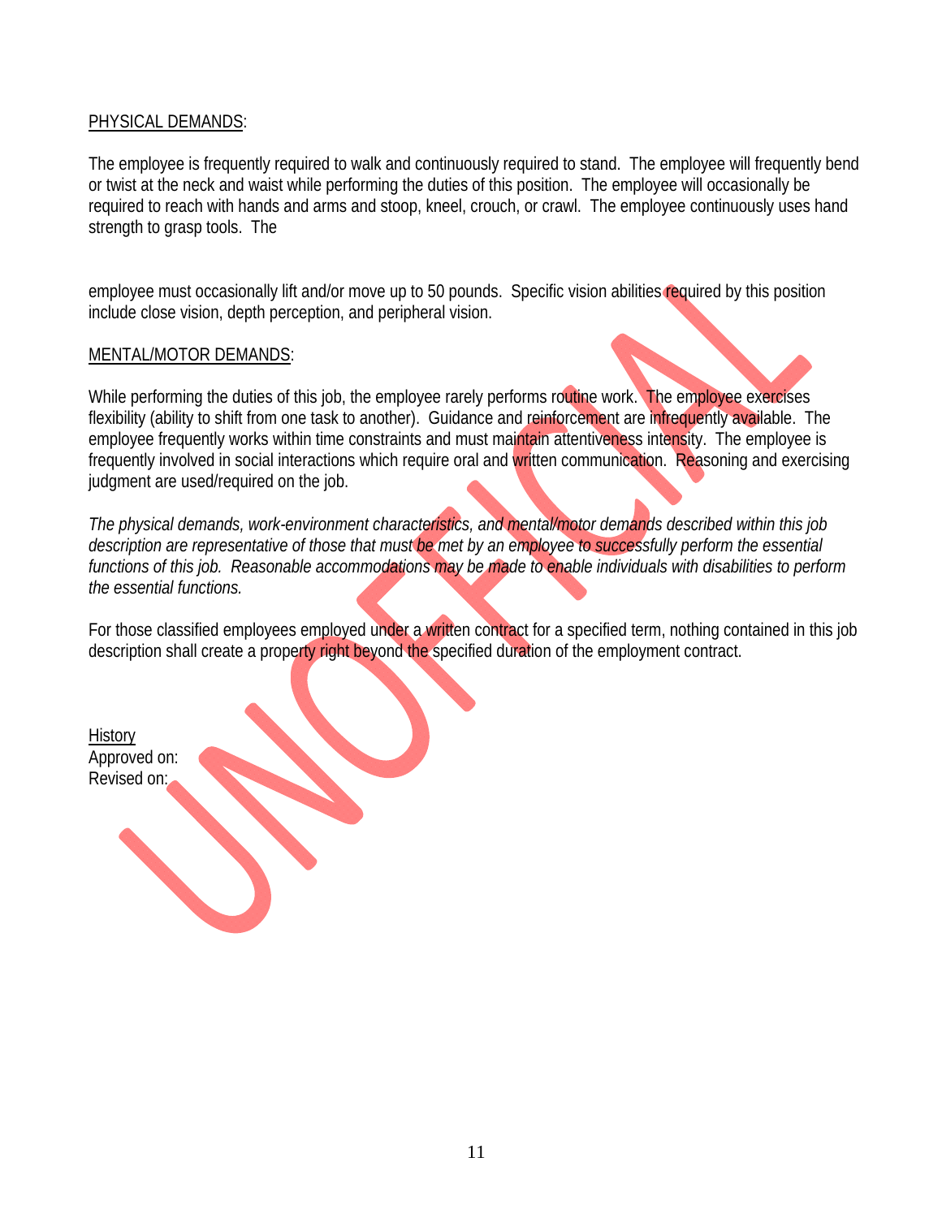PHYSICAL DEMANDS:

The employee is frequently required to walk and continuously required to stand. The employee will frequently bend or twist at the neck and waist while performing the duties of this position. The employee will occasionally be required to reach with hands and arms and stoop, kneel, crouch, or crawl. The employee continuously uses hand strength to grasp tools. The

employee must occasionally lift and/or move up to 50 pounds. Specific vision abilities required by this position include close vision, depth perception, and peripheral vision.

MENTAL/MOTOR DEMANDS:

While performing the duties of this job, the employee rarely performs routine work. The employee exercises flexibility (ability to shift from one task to another). Guidance and reinforcement are infrequently available. The employee frequently works within time constraints and must maintain attentiveness intensity. The employee is frequently involved in social interactions which require oral and written communication. Reasoning and exercising judgment are used/required on the job.

*The physical demands, work-environment characteristics, and mental/motor demands described within this job description are representative of those that must be met by an employee to successfully perform the essential functions of this job. Reasonable accommodations may be made to enable individuals with disabilities to perform the essential functions.*

For those classified employees employed under a written contract for a specified term, nothing contained in this job description shall create a property right beyond the specified duration of the employment contract.

History
Approved on:
Revised on:

UNOFFICIAL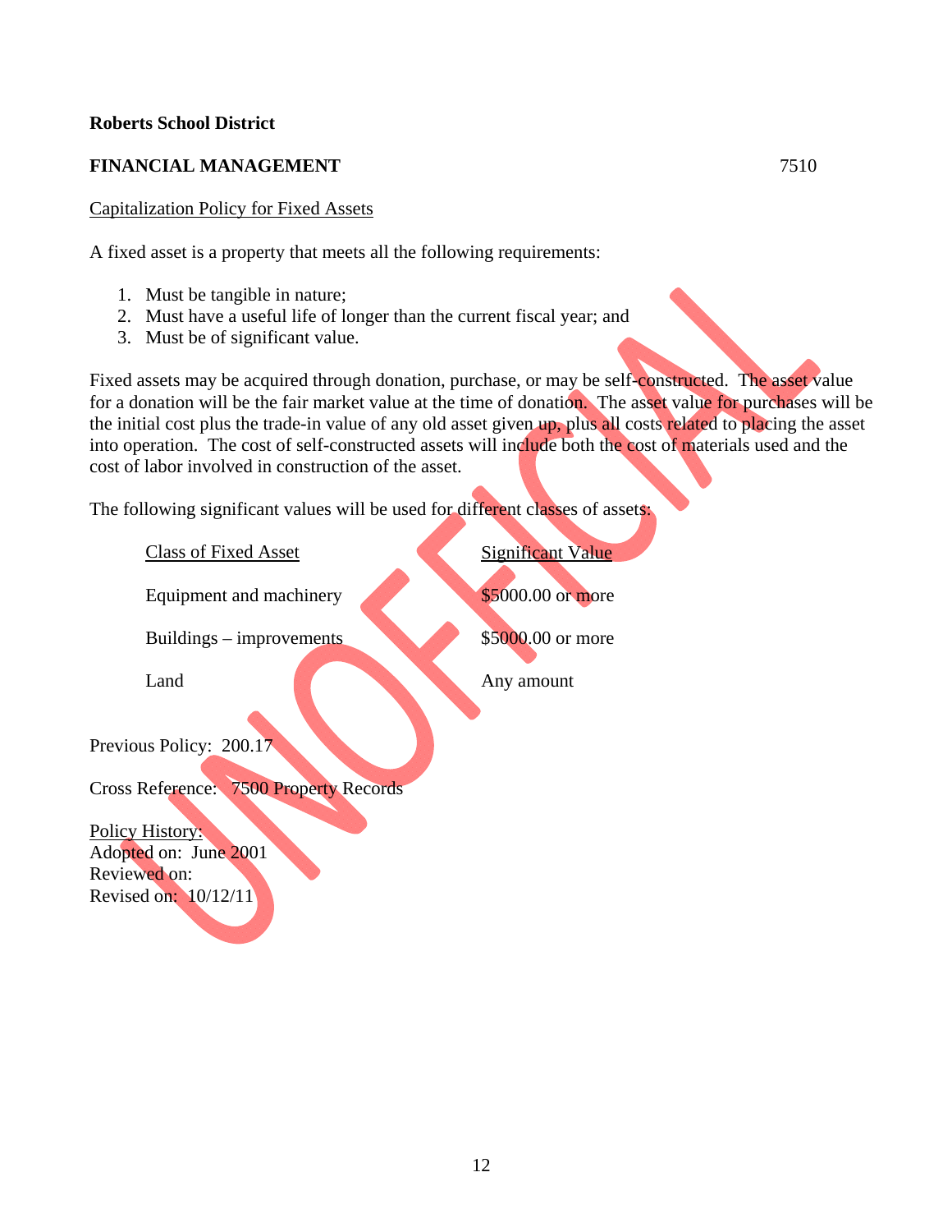**Roberts School District**

**FINANCIAL MANAGEMENT** 7510

Capitalization Policy for Fixed Assets

A fixed asset is a property that meets all the following requirements:

1. Must be tangible in nature;
2. Must have a useful life of longer than the current fiscal year; and
3. Must be of significant value.

Fixed assets may be acquired through donation, purchase, or may be self-constructed. The asset value for a donation will be the fair market value at the time of donation. The asset value for purchases will be the initial cost plus the trade-in value of any old asset given up, plus all costs related to placing the asset into operation. The cost of self-constructed assets will include both the cost of materials used and the cost of labor involved in construction of the asset.

The following significant values will be used for different classes of assets:

| Class of Fixed Asset | Significant Value |
| --- | --- |
| Equipment and machinery | $5000.00 or more |
| Buildings – improvements | $5000.00 or more |
| Land | Any amount |

Previous Policy: 200.17

Cross Reference: 7500 Property Records

Policy History:
Adopted on: June 2001
Reviewed on:
Revised on: 10/12/11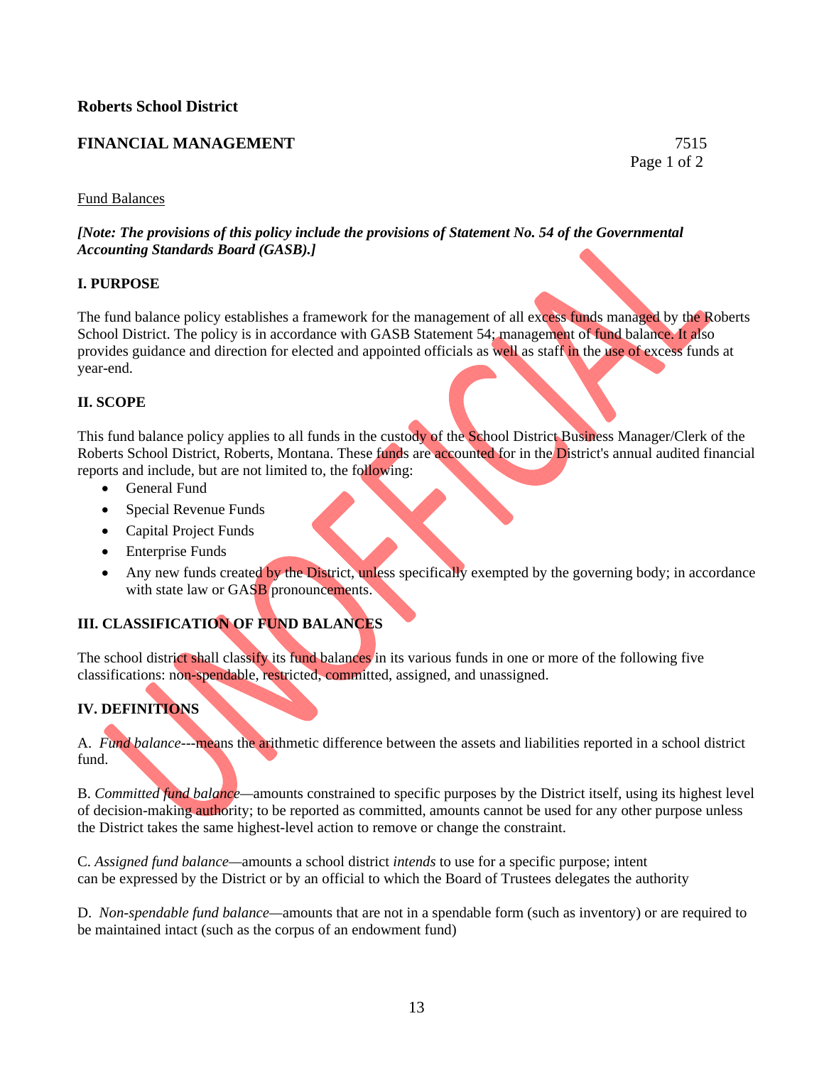**Roberts School District**

**FINANCIAL MANAGEMENT** 7515

Fund Balances

***[Note: The provisions of this policy include the provisions of Statement No. 54 of the Governmental Accounting Standards Board (GASB).]***

**I. PURPOSE**

The fund balance policy establishes a framework for the management of all excess funds managed by the Roberts School District. The policy is in accordance with GASB Statement 54; management of fund balance. It also provides guidance and direction for elected and appointed officials as well as staff in the use of excess funds at year-end.

**II. SCOPE**

This fund balance policy applies to all funds in the custody of the School District Business Manager/Clerk of the Roberts School District, Roberts, Montana. These funds are accounted for in the District's annual audited financial reports and include, but are not limited to, the following:

- General Fund
- Special Revenue Funds
- Capital Project Funds
- Enterprise Funds
- Any new funds created by the District, unless specifically exempted by the governing body; in accordance with state law or GASB pronouncements.

**III. CLASSIFICATION OF FUND BALANCES**

The school district shall classify its fund balances in its various funds in one or more of the following five classifications: non-spendable, restricted, committed, assigned, and unassigned.

**IV. DEFINITIONS**

A. *Fund balance*---means the arithmetic difference between the assets and liabilities reported in a school district fund.

B. *Committed fund balance*—amounts constrained to specific purposes by the District itself, using its highest level of decision-making authority; to be reported as committed, amounts cannot be used for any other purpose unless the District takes the same highest-level action to remove or change the constraint.

C. *Assigned fund balance*—amounts a school district *intends* to use for a specific purpose; intent can be expressed by the District or by an official to which the Board of Trustees delegates the authority

D. *Non-spendable fund balance*—amounts that are not in a spendable form (such as inventory) or are required to be maintained intact (such as the corpus of an endowment fund)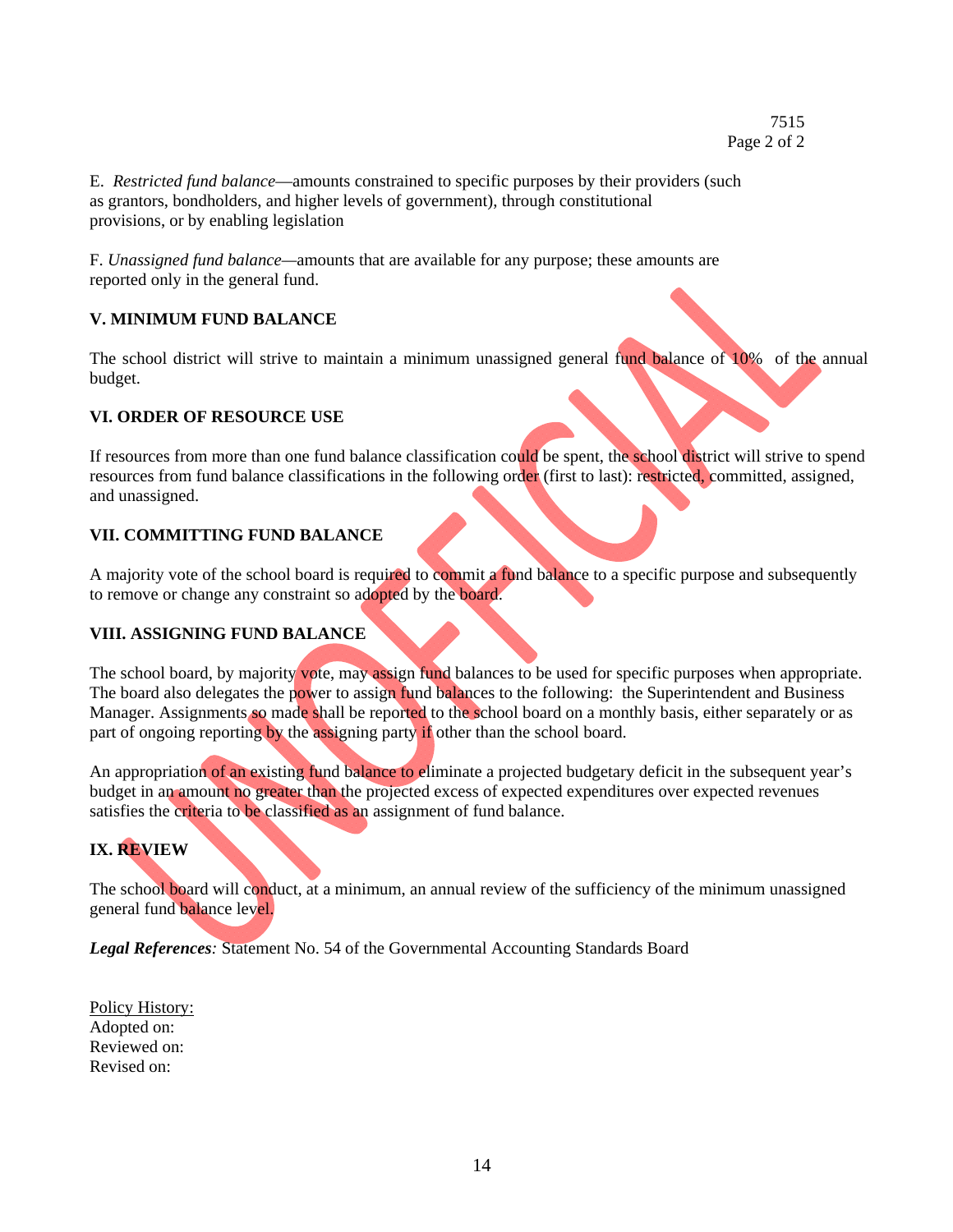E. *Restricted fund balance*—amounts constrained to specific purposes by their providers (such as grantors, bondholders, and higher levels of government), through constitutional provisions, or by enabling legislation

F. *Unassigned fund balance*—amounts that are available for any purpose; these amounts are reported only in the general fund.

**V. MINIMUM FUND BALANCE**

The school district will strive to maintain a minimum unassigned general fund balance of 10% of the annual budget.

**VI. ORDER OF RESOURCE USE**

If resources from more than one fund balance classification could be spent, the school district will strive to spend resources from fund balance classifications in the following order (first to last): restricted, committed, assigned, and unassigned.

**VII. COMMITTING FUND BALANCE**

A majority vote of the school board is required to commit a fund balance to a specific purpose and subsequently to remove or change any constraint so adopted by the board.

**VIII. ASSIGNING FUND BALANCE**

The school board, by majority vote, may assign fund balances to be used for specific purposes when appropriate. The board also delegates the power to assign fund balances to the following: the Superintendent and Business Manager. Assignments so made shall be reported to the school board on a monthly basis, either separately or as part of ongoing reporting by the assigning party if other than the school board.

An appropriation of an existing fund balance to eliminate a projected budgetary deficit in the subsequent year's budget in an amount no greater than the projected excess of expected expenditures over expected revenues satisfies the criteria to be classified as an assignment of fund balance.

**IX. REVIEW**

The school board will conduct, at a minimum, an annual review of the sufficiency of the minimum unassigned general fund balance level.

***Legal References****:* Statement No. 54 of the Governmental Accounting Standards Board

Policy History:
Adopted on:
Reviewed on:
Revised on: